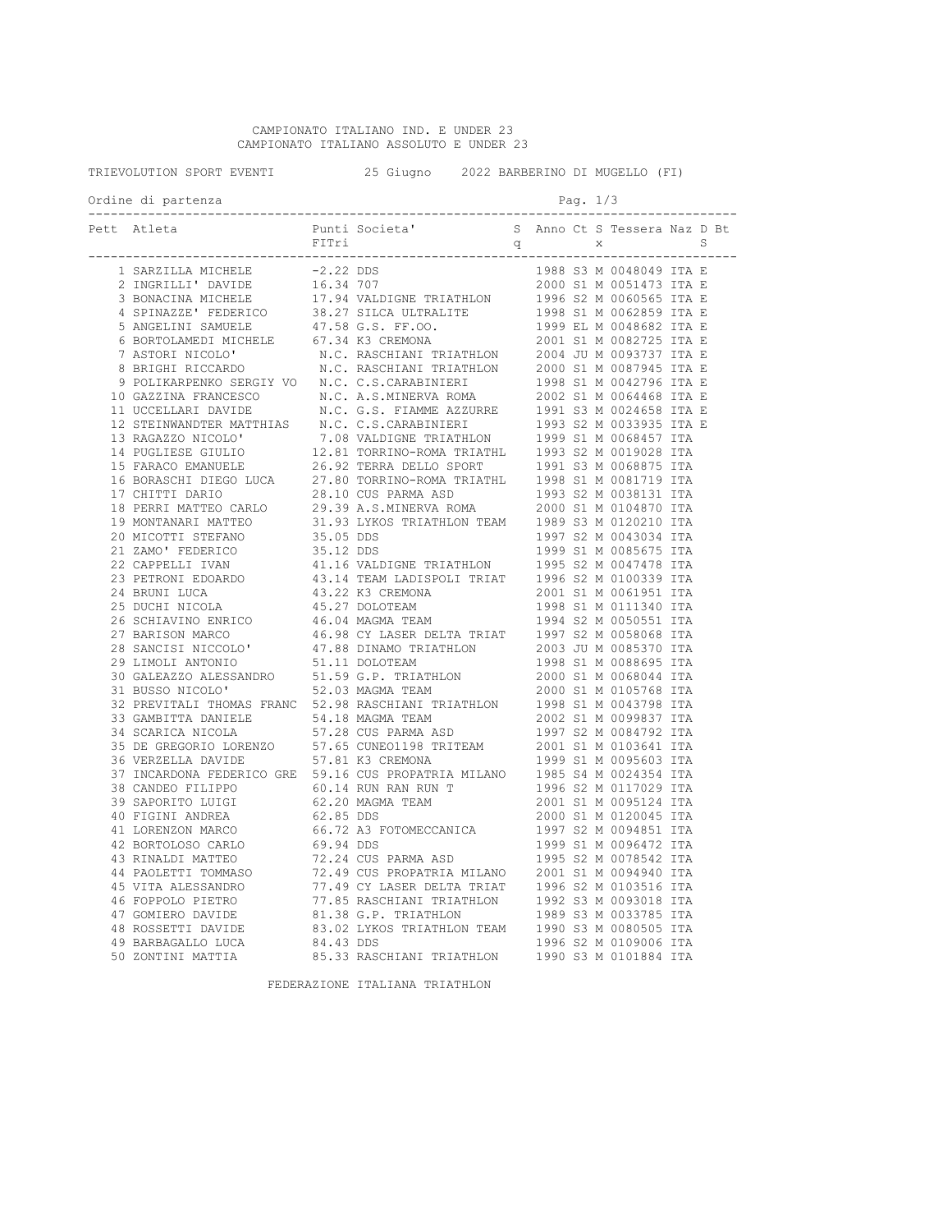CAMPIONATO ITALIANO IND. E UNDER 23
CAMPIONATO ITALIANO ASSOLUTO E UNDER 23

TRIEVOLUTION SPORT EVENTI 25 Giugno 2022 BARBERINO DI MUGELLO (FI)

Ordine di partenza

| Pett | Atleta | Punti FITri | Societa' | Sq | Anno | Ct | Sx | Tessera | Naz | D | Bt S |
|---|---|---|---|---|---|---|---|---|---|---|---|
| 1 | SARZILLA MICHELE | -2.22 | DDS | | 1988 | S3 | M | 0048049 | ITA | E | |
| 2 | INGRILLI' DAVIDE | 16.34 | 707 | | 2000 | S1 | M | 0051473 | ITA | E | |
| 3 | BONACINA MICHELE | 17.94 | VALDIGNE TRIATHLON | | 1996 | S2 | M | 0060565 | ITA | E | |
| 4 | SPINAZZE' FEDERICO | 38.27 | SILCA ULTRALITE | | 1998 | S1 | M | 0062859 | ITA | E | |
| 5 | ANGELINI SAMUELE | 47.58 | G.S. FF.OO. | | 1999 | EL | M | 0048682 | ITA | E | |
| 6 | BORTOLAMEDI MICHELE | 67.34 | K3 CREMONA | | 2001 | S1 | M | 0082725 | ITA | E | |
| 7 | ASTORI NICOLO' | N.C. | RASCHIANI TRIATHLON | | 2004 | JU | M | 0093737 | ITA | E | |
| 8 | BRIGHI RICCARDO | N.C. | RASCHIANI TRIATHLON | | 2000 | S1 | M | 0087945 | ITA | E | |
| 9 | POLIKARPENKO SERGIY VO | N.C. | C.S.CARABINIERI | | 1998 | S1 | M | 0042796 | ITA | E | |
| 10 | GAZZINA FRANCESCO | N.C. | A.S.MINERVA ROMA | | 2002 | S1 | M | 0064468 | ITA | E | |
| 11 | UCCELLARI DAVIDE | N.C. | G.S. FIAMME AZZURRE | | 1991 | S3 | M | 0024658 | ITA | E | |
| 12 | STEINWANDTER MATTHIAS | N.C. | C.S.CARABINIERI | | 1993 | S2 | M | 0033935 | ITA | E | |
| 13 | RAGAZZO NICOLO' | 7.08 | VALDIGNE TRIATHLON | | 1999 | S1 | M | 0068457 | ITA | | |
| 14 | PUGLIESE GIULIO | 12.81 | TORRINO-ROMA TRIATHL | | 1993 | S2 | M | 0019028 | ITA | | |
| 15 | FARACO EMANUELE | 26.92 | TERRA DELLO SPORT | | 1991 | S3 | M | 0068875 | ITA | | |
| 16 | BORASCHI DIEGO LUCA | 27.80 | TORRINO-ROMA TRIATHL | | 1998 | S1 | M | 0081719 | ITA | | |
| 17 | CHITTI DARIO | 28.10 | CUS PARMA ASD | | 1993 | S2 | M | 0038131 | ITA | | |
| 18 | PERRI MATTEO CARLO | 29.39 | A.S.MINERVA ROMA | | 2000 | S1 | M | 0104870 | ITA | | |
| 19 | MONTANARI MATTEO | 31.93 | LYKOS TRIATHLON TEAM | | 1989 | S3 | M | 0120210 | ITA | | |
| 20 | MICOTTI STEFANO | 35.05 | DDS | | 1997 | S2 | M | 0043034 | ITA | | |
| 21 | ZAMO' FEDERICO | 35.12 | DDS | | 1999 | S1 | M | 0085675 | ITA | | |
| 22 | CAPPELLI IVAN | 41.16 | VALDIGNE TRIATHLON | | 1995 | S2 | M | 0047478 | ITA | | |
| 23 | PETRONI EDOARDO | 43.14 | TEAM LADISPOLI TRIAT | | 1996 | S2 | M | 0100339 | ITA | | |
| 24 | BRUNI LUCA | 43.22 | K3 CREMONA | | 2001 | S1 | M | 0061951 | ITA | | |
| 25 | DUCHI NICOLA | 45.27 | DOLOTEAM | | 1998 | S1 | M | 0111340 | ITA | | |
| 26 | SCHIAVINO ENRICO | 46.04 | MAGMA TEAM | | 1994 | S2 | M | 0050551 | ITA | | |
| 27 | BARISON MARCO | 46.98 | CY LASER DELTA TRIAT | | 1997 | S2 | M | 0058068 | ITA | | |
| 28 | SANCISI NICCOLO' | 47.88 | DINAMO TRIATHLON | | 2003 | JU | M | 0085370 | ITA | | |
| 29 | LIMOLI ANTONIO | 51.11 | DOLOTEAM | | 1998 | S1 | M | 0088695 | ITA | | |
| 30 | GALEAZZO ALESSANDRO | 51.59 | G.P. TRIATHLON | | 2000 | S1 | M | 0068044 | ITA | | |
| 31 | BUSSO NICOLO' | 52.03 | MAGMA TEAM | | 2000 | S1 | M | 0105768 | ITA | | |
| 32 | PREVITALI THOMAS FRANC | 52.98 | RASCHIANI TRIATHLON | | 1998 | S1 | M | 0043798 | ITA | | |
| 33 | GAMBITTA DANIELE | 54.18 | MAGMA TEAM | | 2002 | S1 | M | 0099837 | ITA | | |
| 34 | SCARICA NICOLA | 57.28 | CUS PARMA ASD | | 1997 | S2 | M | 0084792 | ITA | | |
| 35 | DE GREGORIO LORENZO | 57.65 | CUNEO1198 TRITEAM | | 2001 | S1 | M | 0103641 | ITA | | |
| 36 | VERZELLA DAVIDE | 57.81 | K3 CREMONA | | 1999 | S1 | M | 0095603 | ITA | | |
| 37 | INCARDONA FEDERICO GRE | 59.16 | CUS PROPATRIA MILANO | | 1985 | S4 | M | 0024354 | ITA | | |
| 38 | CANDEO FILIPPO | 60.14 | RUN RAN RUN T | | 1996 | S2 | M | 0117029 | ITA | | |
| 39 | SAPORITO LUIGI | 62.20 | MAGMA TEAM | | 2001 | S1 | M | 0095124 | ITA | | |
| 40 | FIGINI ANDREA | 62.85 | DDS | | 2000 | S1 | M | 0120045 | ITA | | |
| 41 | LORENZON MARCO | 66.72 | A3 FOTOMECCANICA | | 1997 | S2 | M | 0094851 | ITA | | |
| 42 | BORTOLOSO CARLO | 69.94 | DDS | | 1999 | S1 | M | 0096472 | ITA | | |
| 43 | RINALDI MATTEO | 72.24 | CUS PARMA ASD | | 1995 | S2 | M | 0078542 | ITA | | |
| 44 | PAOLETTI TOMMASO | 72.49 | CUS PROPATRIA MILANO | | 2001 | S1 | M | 0094940 | ITA | | |
| 45 | VITA ALESSANDRO | 77.49 | CY LASER DELTA TRIAT | | 1996 | S2 | M | 0103516 | ITA | | |
| 46 | FOPPOLO PIETRO | 77.85 | RASCHIANI TRIATHLON | | 1992 | S3 | M | 0093018 | ITA | | |
| 47 | GOMIERO DAVIDE | 81.38 | G.P. TRIATHLON | | 1989 | S3 | M | 0033785 | ITA | | |
| 48 | ROSSETTI DAVIDE | 83.02 | LYKOS TRIATHLON TEAM | | 1990 | S3 | M | 0080505 | ITA | | |
| 49 | BARBAGALLO LUCA | 84.43 | DDS | | 1996 | S2 | M | 0109006 | ITA | | |
| 50 | ZONTINI MATTIA | 85.33 | RASCHIANI TRIATHLON | | 1990 | S3 | M | 0101884 | ITA | | |

FEDERAZIONE ITALIANA TRIATHLON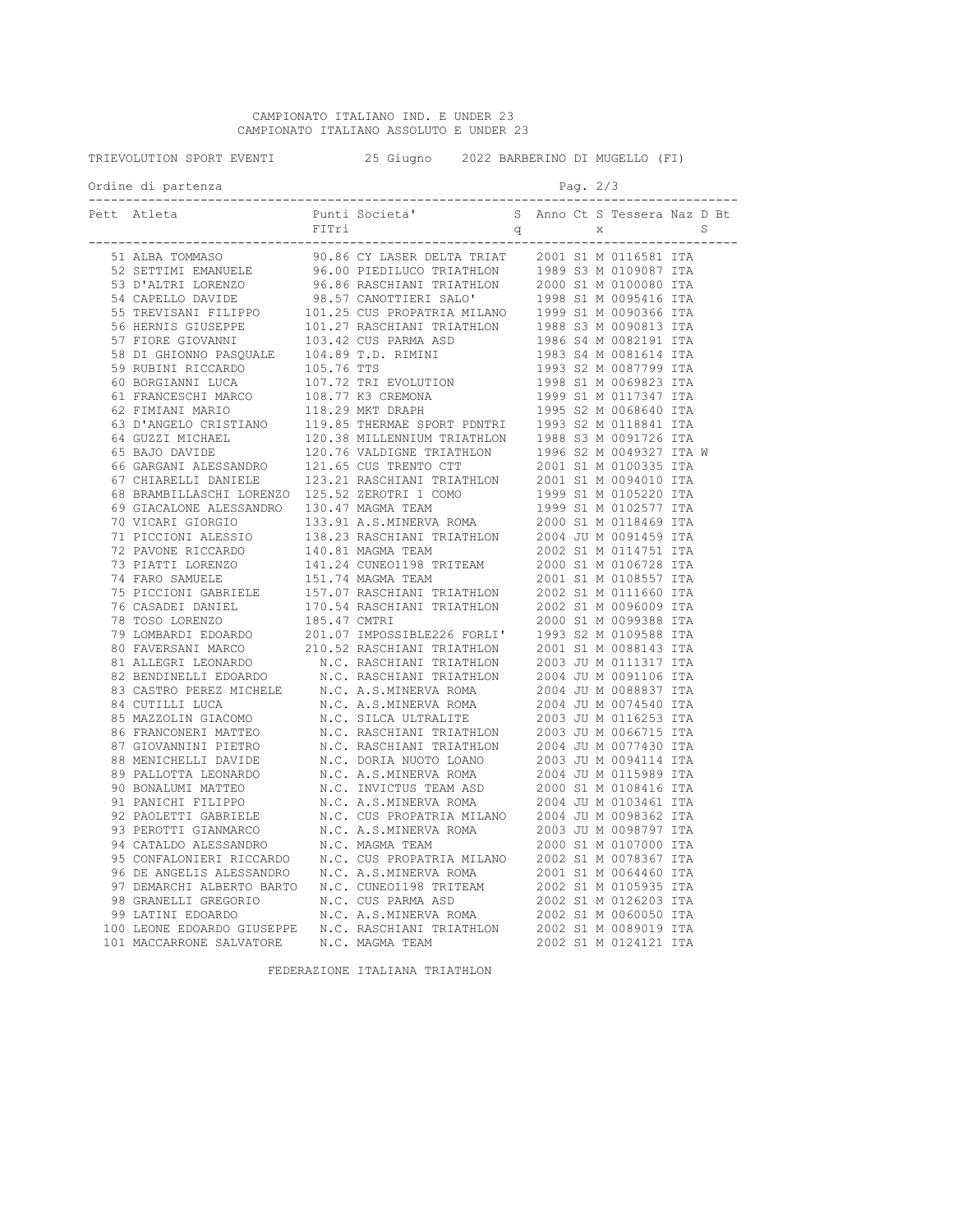CAMPIONATO ITALIANO IND. E UNDER 23
CAMPIONATO ITALIANO ASSOLUTO E UNDER 23

TRIEVOLUTION SPORT EVENTI    25 Giugno    2022 BARBERINO DI MUGELLO (FI)

Ordine di partenza

| Pett | Atleta | Punti FITri | Societa' | Sq | Anno | Ct | Sx | Tessera | Naz | D | Bt S |
|---|---|---|---|---|---|---|---|---|---|---|---|
| 51 | ALBA TOMMASO | 90.86 | CY LASER DELTA TRIAT | | 2001 | S1 | M | 0116581 | ITA | | |
| 52 | SETTIMI EMANUELE | 96.00 | PIEDILUCO TRIATHLON | | 1989 | S3 | M | 0109087 | ITA | | |
| 53 | D'ALTRI LORENZO | 96.86 | RASCHIANI TRIATHLON | | 2000 | S1 | M | 0100080 | ITA | | |
| 54 | CAPELLO DAVIDE | 98.57 | CANOTTIERI SALO' | | 1998 | S1 | M | 0095416 | ITA | | |
| 55 | TREVISANI FILIPPO | 101.25 | CUS PROPATRIA MILANO | | 1999 | S1 | M | 0090366 | ITA | | |
| 56 | HERNIS GIUSEPPE | 101.27 | RASCHIANI TRIATHLON | | 1988 | S3 | M | 0090813 | ITA | | |
| 57 | FIORE GIOVANNI | 103.42 | CUS PARMA ASD | | 1986 | S4 | M | 0082191 | ITA | | |
| 58 | DI GHIONNO PASQUALE | 104.89 | T.D. RIMINI | | 1983 | S4 | M | 0081614 | ITA | | |
| 59 | RUBINI RICCARDO | 105.76 | TTS | | 1993 | S2 | M | 0087799 | ITA | | |
| 60 | BORGIANNI LUCA | 107.72 | TRI EVOLUTION | | 1998 | S1 | M | 0069823 | ITA | | |
| 61 | FRANCESCHI MARCO | 108.77 | K3 CREMONA | | 1999 | S1 | M | 0117347 | ITA | | |
| 62 | FIMIANI MARIO | 118.29 | MKT DRAPH | | 1995 | S2 | M | 0068640 | ITA | | |
| 63 | D'ANGELO CRISTIANO | 119.85 | THERMAE SPORT PDNTRI | | 1993 | S2 | M | 0118841 | ITA | | |
| 64 | GUZZI MICHAEL | 120.38 | MILLENNIUM TRIATHLON | | 1988 | S3 | M | 0091726 | ITA | | |
| 65 | BAJO DAVIDE | 120.76 | VALDIGNE TRIATHLON | | 1996 | S2 | M | 0049327 | ITA | W | |
| 66 | GARGANI ALESSANDRO | 121.65 | CUS TRENTO CTT | | 2001 | S1 | M | 0100335 | ITA | | |
| 67 | CHIARELLI DANIELE | 123.21 | RASCHIANI TRIATHLON | | 2001 | S1 | M | 0094010 | ITA | | |
| 68 | BRAMBILLASCHI LORENZO | 125.52 | ZEROTRI 1 COMO | | 1999 | S1 | M | 0105220 | ITA | | |
| 69 | GIACALONE ALESSANDRO | 130.47 | MAGMA TEAM | | 1999 | S1 | M | 0102577 | ITA | | |
| 70 | VICARI GIORGIO | 133.91 | A.S.MINERVA ROMA | | 2000 | S1 | M | 0118469 | ITA | | |
| 71 | PICCIONI ALESSIO | 138.23 | RASCHIANI TRIATHLON | | 2004 | JU | M | 0091459 | ITA | | |
| 72 | PAVONE RICCARDO | 140.81 | MAGMA TEAM | | 2002 | S1 | M | 0114751 | ITA | | |
| 73 | PIATTI LORENZO | 141.24 | CUNEO1198 TRITEAM | | 2000 | S1 | M | 0106728 | ITA | | |
| 74 | FARO SAMUELE | 151.74 | MAGMA TEAM | | 2001 | S1 | M | 0108557 | ITA | | |
| 75 | PICCIONI GABRIELE | 157.07 | RASCHIANI TRIATHLON | | 2002 | S1 | M | 0111660 | ITA | | |
| 76 | CASADEI DANIEL | 170.54 | RASCHIANI TRIATHLON | | 2002 | S1 | M | 0096009 | ITA | | |
| 78 | TOSO LORENZO | 185.47 | CMTRI | | 2000 | S1 | M | 0099388 | ITA | | |
| 79 | LOMBARDI EDOARDO | 201.07 | IMPOSSIBLE226 FORLI' | | 1993 | S2 | M | 0109588 | ITA | | |
| 80 | FAVERSANI MARCO | 210.52 | RASCHIANI TRIATHLON | | 2001 | S1 | M | 0088143 | ITA | | |
| 81 | ALLEGRI LEONARDO | N.C. | RASCHIANI TRIATHLON | | 2003 | JU | M | 0111317 | ITA | | |
| 82 | BENDINELLI EDOARDO | N.C. | RASCHIANI TRIATHLON | | 2004 | JU | M | 0091106 | ITA | | |
| 83 | CASTRO PEREZ MICHELE | N.C. | A.S.MINERVA ROMA | | 2004 | JU | M | 0088837 | ITA | | |
| 84 | CUTILLI LUCA | N.C. | A.S.MINERVA ROMA | | 2004 | JU | M | 0074540 | ITA | | |
| 85 | MAZZOLIN GIACOMO | N.C. | SILCA ULTRALITE | | 2003 | JU | M | 0116253 | ITA | | |
| 86 | FRANCONERI MATTEO | N.C. | RASCHIANI TRIATHLON | | 2003 | JU | M | 0066715 | ITA | | |
| 87 | GIOVANNINI PIETRO | N.C. | RASCHIANI TRIATHLON | | 2004 | JU | M | 0077430 | ITA | | |
| 88 | MENICHELLI DAVIDE | N.C. | DORIA NUOTO LOANO | | 2003 | JU | M | 0094114 | ITA | | |
| 89 | PALLOTTA LEONARDO | N.C. | A.S.MINERVA ROMA | | 2004 | JU | M | 0115989 | ITA | | |
| 90 | BONALUMI MATTEO | N.C. | INVICTUS TEAM ASD | | 2000 | S1 | M | 0108416 | ITA | | |
| 91 | PANICHI FILIPPO | N.C. | A.S.MINERVA ROMA | | 2004 | JU | M | 0103461 | ITA | | |
| 92 | PAOLETTI GABRIELE | N.C. | CUS PROPATRIA MILANO | | 2004 | JU | M | 0098362 | ITA | | |
| 93 | PEROTTI GIANMARCO | N.C. | A.S.MINERVA ROMA | | 2003 | JU | M | 0098797 | ITA | | |
| 94 | CATALDO ALESSANDRO | N.C. | MAGMA TEAM | | 2000 | S1 | M | 0107000 | ITA | | |
| 95 | CONFALONIERI RICCARDO | N.C. | CUS PROPATRIA MILANO | | 2002 | S1 | M | 0078367 | ITA | | |
| 96 | DE ANGELIS ALESSANDRO | N.C. | A.S.MINERVA ROMA | | 2001 | S1 | M | 0064460 | ITA | | |
| 97 | DEMARCHI ALBERTO BARTO | N.C. | CUNEO1198 TRITEAM | | 2002 | S1 | M | 0105935 | ITA | | |
| 98 | GRANELLI GREGORIO | N.C. | CUS PARMA ASD | | 2002 | S1 | M | 0126203 | ITA | | |
| 99 | LATINI EDOARDO | N.C. | A.S.MINERVA ROMA | | 2002 | S1 | M | 0060050 | ITA | | |
| 100 | LEONE EDOARDO GIUSEPPE | N.C. | RASCHIANI TRIATHLON | | 2002 | S1 | M | 0089019 | ITA | | |
| 101 | MACCARRONE SALVATORE | N.C. | MAGMA TEAM | | 2002 | S1 | M | 0124121 | ITA | | |

FEDERAZIONE ITALIANA TRIATHLON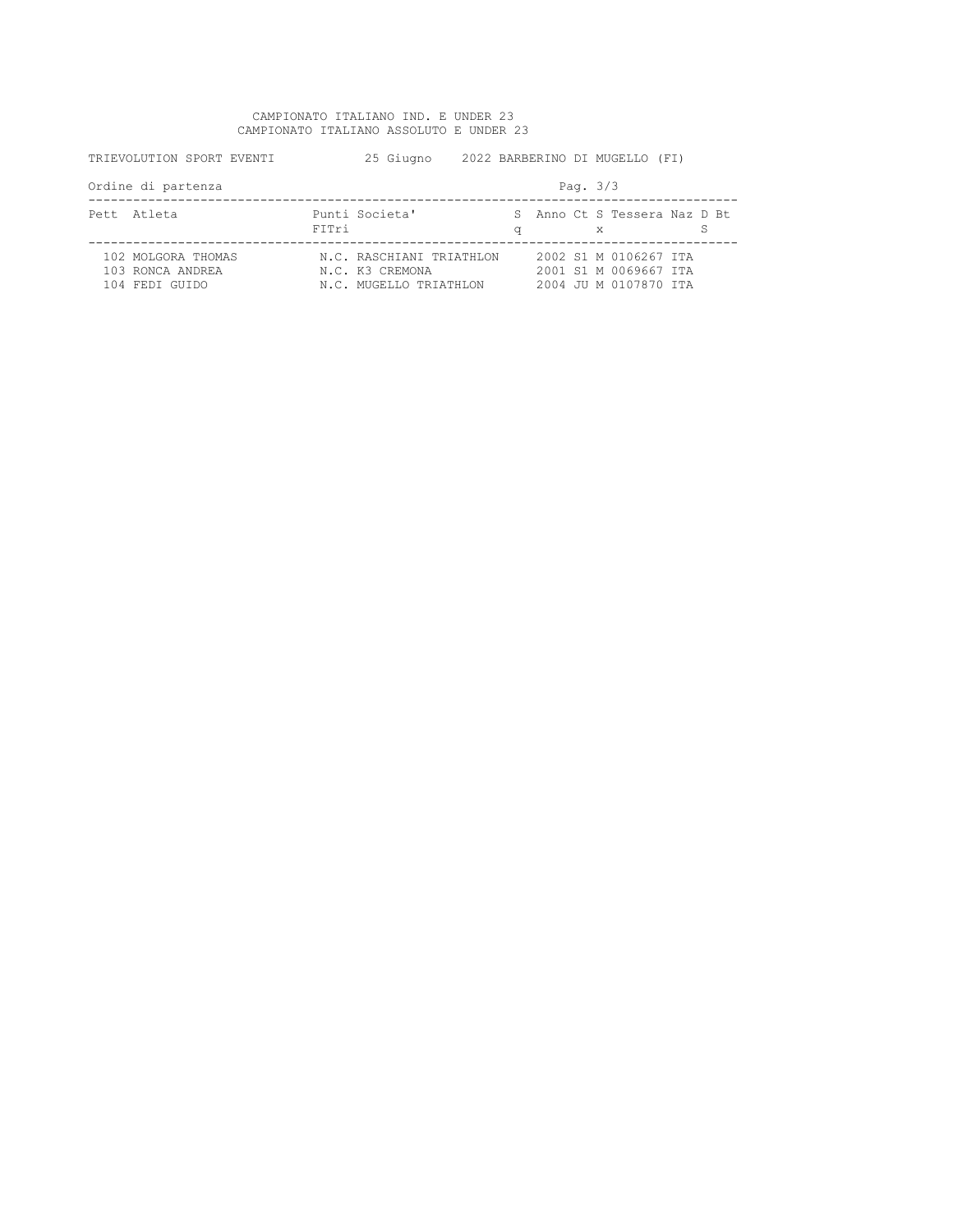CAMPIONATO ITALIANO IND. E UNDER 23
CAMPIONATO ITALIANO ASSOLUTO E UNDER 23

TRIEVOLUTION SPORT EVENTI 25 Giugno 2022 BARBERINO DI MUGELLO (FI)

Ordine di partenza

| Pett | Atleta | Punti FITri | Societa' | Sq | Anno | Ct | Sx | Tessera | Naz | D | BtS |
|---|---|---|---|---|---|---|---|---|---|---|---|
| 102 | MOLGORA THOMAS | | N.C. RASCHIANI TRIATHLON | | 2002 | S1 | M | 0106267 | ITA | | |
| 103 | RONCA ANDREA | | N.C. K3 CREMONA | | 2001 | S1 | M | 0069667 | ITA | | |
| 104 | FEDI GUIDO | | N.C. MUGELLO TRIATHLON | | 2004 | JU | M | 0107870 | ITA | | |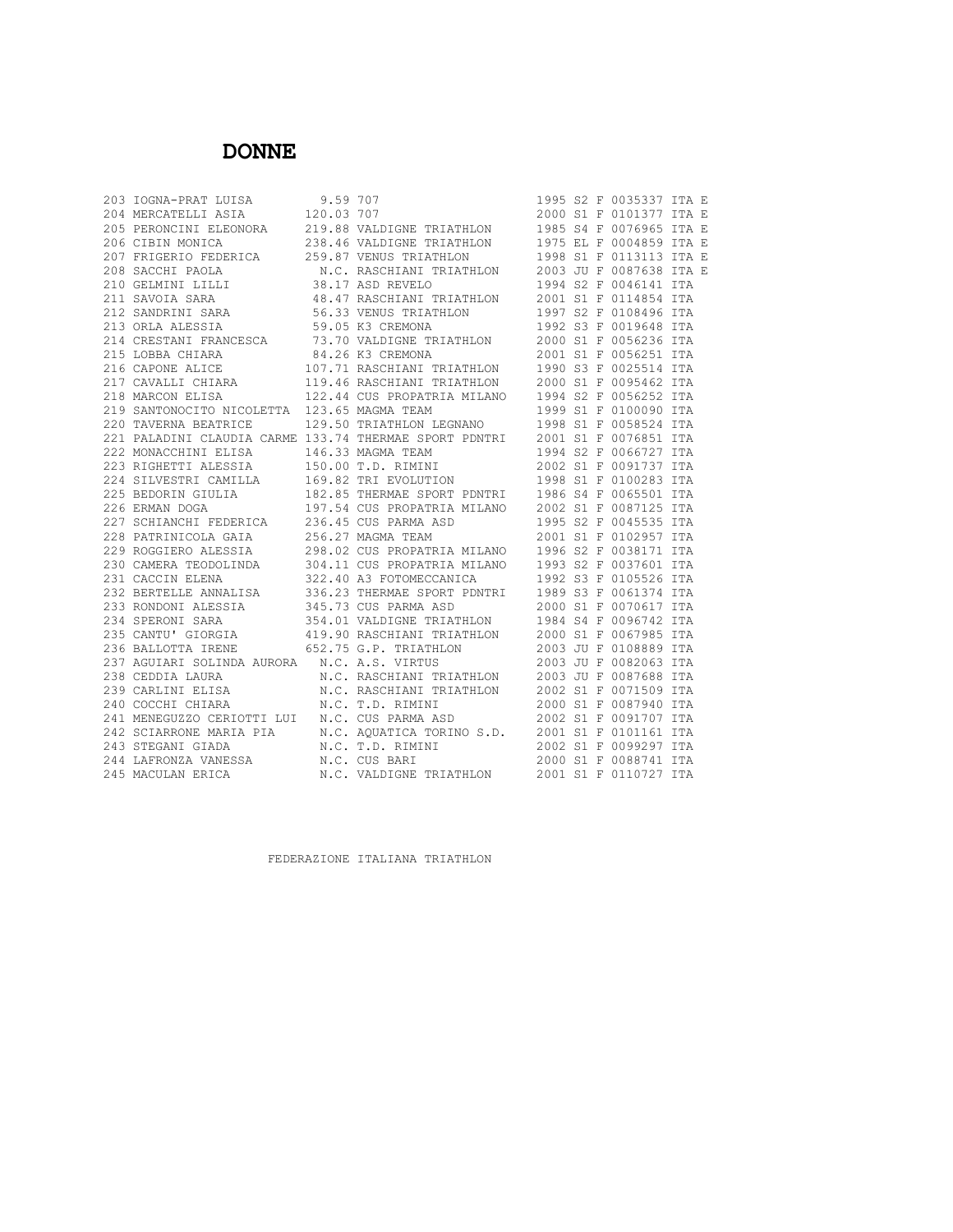## DONNE

| | | | | | | | | | |
|---|---|---|---|---|---|---|---|---|---|
| 203 | IOGNA-PRAT LUISA | 9.59 | 707 | 1995 | S2 | F | 0035337 | ITA | E |
| 204 | MERCATELLI ASIA | 120.03 | 707 | 2000 | S1 | F | 0101377 | ITA | E |
| 205 | PERONCINI ELEONORA | 219.88 | VALDIGNE TRIATHLON | 1985 | S4 | F | 0076965 | ITA | E |
| 206 | CIBIN MONICA | 238.46 | VALDIGNE TRIATHLON | 1975 | EL | F | 0004859 | ITA | E |
| 207 | FRIGERIO FEDERICA | 259.87 | VENUS TRIATHLON | 1998 | S1 | F | 0113113 | ITA | E |
| 208 | SACCHI PAOLA | N.C. | RASCHIANI TRIATHLON | 2003 | JU | F | 0087638 | ITA | E |
| 210 | GELMINI LILLI | 38.17 | ASD REVELO | 1994 | S2 | F | 0046141 | ITA | |
| 211 | SAVOIA SARA | 48.47 | RASCHIANI TRIATHLON | 2001 | S1 | F | 0114854 | ITA | |
| 212 | SANDRINI SARA | 56.33 | VENUS TRIATHLON | 1997 | S2 | F | 0108496 | ITA | |
| 213 | ORLA ALESSIA | 59.05 | K3 CREMONA | 1992 | S3 | F | 0019648 | ITA | |
| 214 | CRESTANI FRANCESCA | 73.70 | VALDIGNE TRIATHLON | 2000 | S1 | F | 0056236 | ITA | |
| 215 | LOBBA CHIARA | 84.26 | K3 CREMONA | 2001 | S1 | F | 0056251 | ITA | |
| 216 | CAPONE ALICE | 107.71 | RASCHIANI TRIATHLON | 1990 | S3 | F | 0025514 | ITA | |
| 217 | CAVALLI CHIARA | 119.46 | RASCHIANI TRIATHLON | 2000 | S1 | F | 0095462 | ITA | |
| 218 | MARCON ELISA | 122.44 | CUS PROPATRIA MILANO | 1994 | S2 | F | 0056252 | ITA | |
| 219 | SANTONOCITO NICOLETTA | 123.65 | MAGMA TEAM | 1999 | S1 | F | 0100090 | ITA | |
| 220 | TAVERNA BEATRICE | 129.50 | TRIATHLON LEGNANO | 1998 | S1 | F | 0058524 | ITA | |
| 221 | PALADINI CLAUDIA CARME | 133.74 | THERMAE SPORT PDNTRI | 2001 | S1 | F | 0076851 | ITA | |
| 222 | MONACCHINI ELISA | 146.33 | MAGMA TEAM | 1994 | S2 | F | 0066727 | ITA | |
| 223 | RIGHETTI ALESSIA | 150.00 | T.D. RIMINI | 2002 | S1 | F | 0091737 | ITA | |
| 224 | SILVESTRI CAMILLA | 169.82 | TRI EVOLUTION | 1998 | S1 | F | 0100283 | ITA | |
| 225 | BEDORIN GIULIA | 182.85 | THERMAE SPORT PDNTRI | 1986 | S4 | F | 0065501 | ITA | |
| 226 | ERMAN DOGA | 197.54 | CUS PROPATRIA MILANO | 2002 | S1 | F | 0087125 | ITA | |
| 227 | SCHIANCHI FEDERICA | 236.45 | CUS PARMA ASD | 1995 | S2 | F | 0045535 | ITA | |
| 228 | PATRINICOLA GAIA | 256.27 | MAGMA TEAM | 2001 | S1 | F | 0102957 | ITA | |
| 229 | ROGGIERO ALESSIA | 298.02 | CUS PROPATRIA MILANO | 1996 | S2 | F | 0038171 | ITA | |
| 230 | CAMERA TEODOLINDA | 304.11 | CUS PROPATRIA MILANO | 1993 | S2 | F | 0037601 | ITA | |
| 231 | CACCIN ELENA | 322.40 | A3 FOTOMECCANICA | 1992 | S3 | F | 0105526 | ITA | |
| 232 | BERTELLE ANNALISA | 336.23 | THERMAE SPORT PDNTRI | 1989 | S3 | F | 0061374 | ITA | |
| 233 | RONDONI ALESSIA | 345.73 | CUS PARMA ASD | 2000 | S1 | F | 0070617 | ITA | |
| 234 | SPERONI SARA | 354.01 | VALDIGNE TRIATHLON | 1984 | S4 | F | 0096742 | ITA | |
| 235 | CANTU' GIORGIA | 419.90 | RASCHIANI TRIATHLON | 2000 | S1 | F | 0067985 | ITA | |
| 236 | BALLOTTA IRENE | 652.75 | G.P. TRIATHLON | 2003 | JU | F | 0108889 | ITA | |
| 237 | AGUIARI SOLINDA AURORA | N.C. | A.S. VIRTUS | 2003 | JU | F | 0082063 | ITA | |
| 238 | CEDDIA LAURA | N.C. | RASCHIANI TRIATHLON | 2003 | JU | F | 0087688 | ITA | |
| 239 | CARLINI ELISA | N.C. | RASCHIANI TRIATHLON | 2002 | S1 | F | 0071509 | ITA | |
| 240 | COCCHI CHIARA | N.C. | T.D. RIMINI | 2000 | S1 | F | 0087940 | ITA | |
| 241 | MENEGUZZO CERIOTTI LUI | N.C. | CUS PARMA ASD | 2002 | S1 | F | 0091707 | ITA | |
| 242 | SCIARRONE MARIA PIA | N.C. | AQUATICA TORINO S.D. | 2001 | S1 | F | 0101161 | ITA | |
| 243 | STEGANI GIADA | N.C. | T.D. RIMINI | 2002 | S1 | F | 0099297 | ITA | |
| 244 | LAFRONZA VANESSA | N.C. | CUS BARI | 2000 | S1 | F | 0088741 | ITA | |
| 245 | MACULAN ERICA | N.C. | VALDIGNE TRIATHLON | 2001 | S1 | F | 0110727 | ITA | |

FEDERAZIONE ITALIANA TRIATHLON